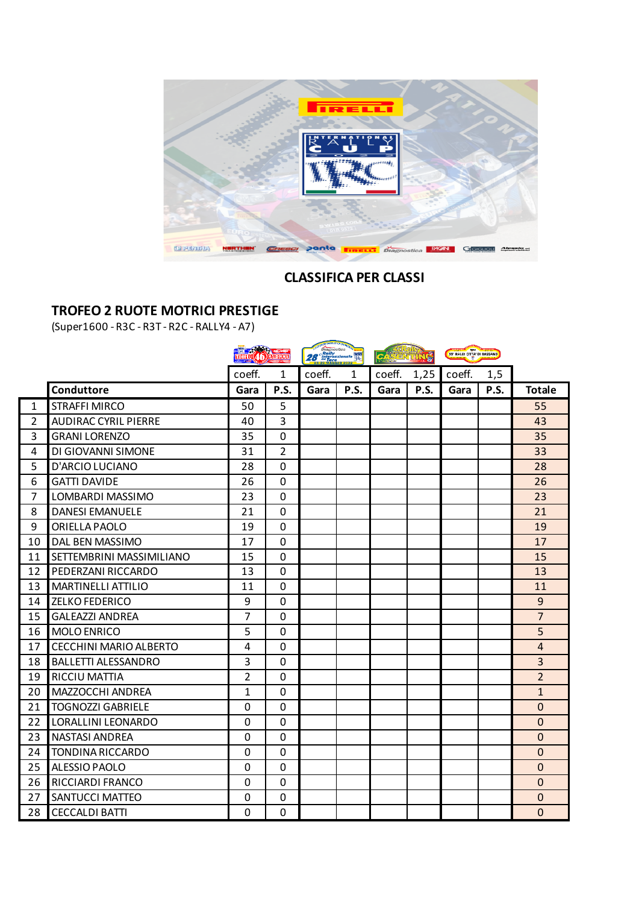## CLASSIFICA PER CLASSI

### TROFEO 2 RUOTE MOTRICI PRESTIGE

(Super1600 - R3C - R3T - R2C - RALLY4 - A7)

| | | coeff. 1 | | coeff. 1 | | coeff. 1,25 | | coeff. 1,5 | | |
|---|---|---|---|---|---|---|---|---|---|---|
| | Conduttore | Gara | P.S. | Gara | P.S. | Gara | P.S. | Gara | P.S. | Totale |
| 1 | STRAFFI MIRCO | 50 | 5 | | | | | | | 55 |
| 2 | AUDIRAC CYRIL PIERRE | 40 | 3 | | | | | | | 43 |
| 3 | GRANI LORENZO | 35 | 0 | | | | | | | 35 |
| 4 | DI GIOVANNI SIMONE | 31 | 2 | | | | | | | 33 |
| 5 | D'ARCIO LUCIANO | 28 | 0 | | | | | | | 28 |
| 6 | GATTI DAVIDE | 26 | 0 | | | | | | | 26 |
| 7 | LOMBARDI MASSIMO | 23 | 0 | | | | | | | 23 |
| 8 | DANESI EMANUELE | 21 | 0 | | | | | | | 21 |
| 9 | ORIELLA PAOLO | 19 | 0 | | | | | | | 19 |
| 10 | DAL BEN MASSIMO | 17 | 0 | | | | | | | 17 |
| 11 | SETTEMBRINI MASSIMILIANO | 15 | 0 | | | | | | | 15 |
| 12 | PEDERZANI RICCARDO | 13 | 0 | | | | | | | 13 |
| 13 | MARTINELLI ATTILIO | 11 | 0 | | | | | | | 11 |
| 14 | ZELKO FEDERICO | 9 | 0 | | | | | | | 9 |
| 15 | GALEAZZI ANDREA | 7 | 0 | | | | | | | 7 |
| 16 | MOLO ENRICO | 5 | 0 | | | | | | | 5 |
| 17 | CECCHINI MARIO ALBERTO | 4 | 0 | | | | | | | 4 |
| 18 | BALLETTI ALESSANDRO | 3 | 0 | | | | | | | 3 |
| 19 | RICCIU MATTIA | 2 | 0 | | | | | | | 2 |
| 20 | MAZZOCCHI ANDREA | 1 | 0 | | | | | | | 1 |
| 21 | TOGNOZZI GABRIELE | 0 | 0 | | | | | | | 0 |
| 22 | LORALLINI LEONARDO | 0 | 0 | | | | | | | 0 |
| 23 | NASTASI ANDREA | 0 | 0 | | | | | | | 0 |
| 24 | TONDINA RICCARDO | 0 | 0 | | | | | | | 0 |
| 25 | ALESSIO PAOLO | 0 | 0 | | | | | | | 0 |
| 26 | RICCIARDI FRANCO | 0 | 0 | | | | | | | 0 |
| 27 | SANTUCCI MATTEO | 0 | 0 | | | | | | | 0 |
| 28 | CECCALDI BATTI | 0 | 0 | | | | | | | 0 |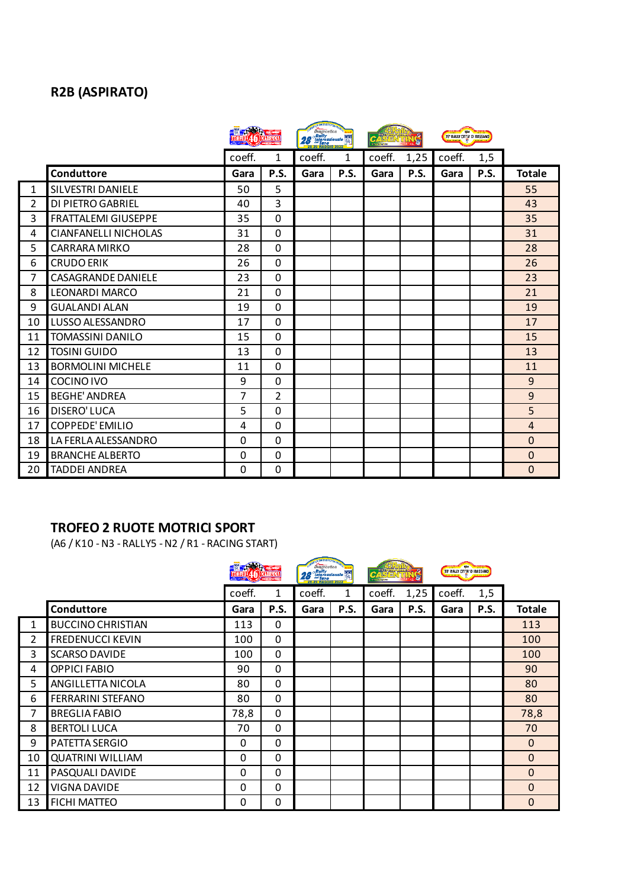## R2B (ASPIRATO)

| | | coeff. | 1 | coeff. | 1 | coeff. | 1,25 | coeff. | 1,5 | |
|---|---|---|---|---|---|---|---|---|---|---|
| | **Conduttore** | **Gara** | **P.S.** | **Gara** | **P.S.** | **Gara** | **P.S.** | **Gara** | **P.S.** | **Totale** |
| 1 | SILVESTRI DANIELE | 50 | 5 | | | | | | | 55 |
| 2 | DI PIETRO GABRIEL | 40 | 3 | | | | | | | 43 |
| 3 | FRATTALEMI GIUSEPPE | 35 | 0 | | | | | | | 35 |
| 4 | CIANFANELLI NICHOLAS | 31 | 0 | | | | | | | 31 |
| 5 | CARRARA MIRKO | 28 | 0 | | | | | | | 28 |
| 6 | CRUDO ERIK | 26 | 0 | | | | | | | 26 |
| 7 | CASAGRANDE DANIELE | 23 | 0 | | | | | | | 23 |
| 8 | LEONARDI MARCO | 21 | 0 | | | | | | | 21 |
| 9 | GUALANDI ALAN | 19 | 0 | | | | | | | 19 |
| 10 | LUSSO ALESSANDRO | 17 | 0 | | | | | | | 17 |
| 11 | TOMASSINI DANILO | 15 | 0 | | | | | | | 15 |
| 12 | TOSINI GUIDO | 13 | 0 | | | | | | | 13 |
| 13 | BORMOLINI MICHELE | 11 | 0 | | | | | | | 11 |
| 14 | COCINO IVO | 9 | 0 | | | | | | | 9 |
| 15 | BEGHE' ANDREA | 7 | 2 | | | | | | | 9 |
| 16 | DISERO' LUCA | 5 | 0 | | | | | | | 5 |
| 17 | COPPEDE' EMILIO | 4 | 0 | | | | | | | 4 |
| 18 | LA FERLA ALESSANDRO | 0 | 0 | | | | | | | 0 |
| 19 | BRANCHE ALBERTO | 0 | 0 | | | | | | | 0 |
| 20 | TADDEI ANDREA | 0 | 0 | | | | | | | 0 |

## TROFEO 2 RUOTE MOTRICI SPORT

(A6 / K10 - N3 - RALLY5 - N2 / R1 - RACING START)

| | | coeff. | 1 | coeff. | 1 | coeff. | 1,25 | coeff. | 1,5 | |
|---|---|---|---|---|---|---|---|---|---|---|
| | **Conduttore** | **Gara** | **P.S.** | **Gara** | **P.S.** | **Gara** | **P.S.** | **Gara** | **P.S.** | **Totale** |
| 1 | BUCCINO CHRISTIAN | 113 | 0 | | | | | | | 113 |
| 2 | FREDENUCCI KEVIN | 100 | 0 | | | | | | | 100 |
| 3 | SCARSO DAVIDE | 100 | 0 | | | | | | | 100 |
| 4 | OPPICI FABIO | 90 | 0 | | | | | | | 90 |
| 5 | ANGILLETTA NICOLA | 80 | 0 | | | | | | | 80 |
| 6 | FERRARINI STEFANO | 80 | 0 | | | | | | | 80 |
| 7 | BREGLIA FABIO | 78,8 | 0 | | | | | | | 78,8 |
| 8 | BERTOLI LUCA | 70 | 0 | | | | | | | 70 |
| 9 | PATETTA SERGIO | 0 | 0 | | | | | | | 0 |
| 10 | QUATRINI WILLIAM | 0 | 0 | | | | | | | 0 |
| 11 | PASQUALI DAVIDE | 0 | 0 | | | | | | | 0 |
| 12 | VIGNA DAVIDE | 0 | 0 | | | | | | | 0 |
| 13 | FICHI MATTEO | 0 | 0 | | | | | | | 0 |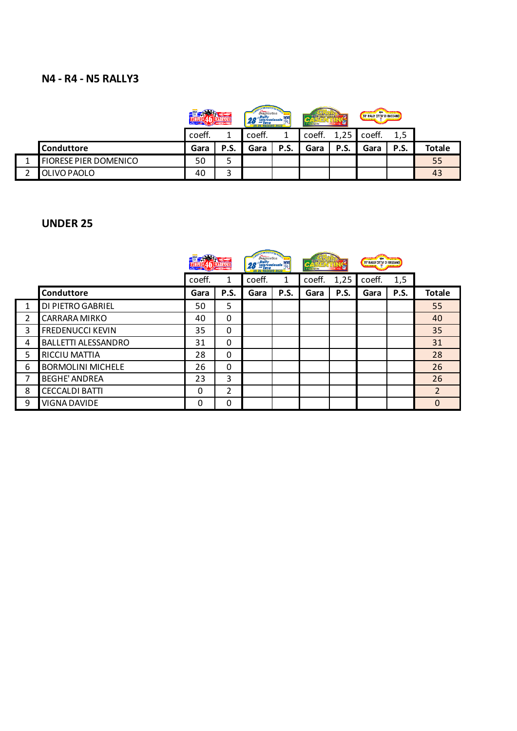## N4 - R4 - N5 RALLY3

| | | coeff. | 1 | coeff. | 1 | coeff. | 1,25 | coeff. | 1,5 | |
|---|---|---|---|---|---|---|---|---|---|---|
| | **Conduttore** | **Gara** | **P.S.** | **Gara** | **P.S.** | **Gara** | **P.S.** | **Gara** | **P.S.** | **Totale** |
| 1 | FIORESE PIER DOMENICO | 50 | 5 | | | | | | | 55 |
| 2 | OLIVO PAOLO | 40 | 3 | | | | | | | 43 |

## UNDER 25

| | | coeff. | 1 | coeff. | 1 | coeff. | 1,25 | coeff. | 1,5 | |
|---|---|---|---|---|---|---|---|---|---|---|
| | **Conduttore** | **Gara** | **P.S.** | **Gara** | **P.S.** | **Gara** | **P.S.** | **Gara** | **P.S.** | **Totale** |
| 1 | DI PIETRO GABRIEL | 50 | 5 | | | | | | | 55 |
| 2 | CARRARA MIRKO | 40 | 0 | | | | | | | 40 |
| 3 | FREDENUCCI KEVIN | 35 | 0 | | | | | | | 35 |
| 4 | BALLETTI ALESSANDRO | 31 | 0 | | | | | | | 31 |
| 5 | RICCIU MATTIA | 28 | 0 | | | | | | | 28 |
| 6 | BORMOLINI MICHELE | 26 | 0 | | | | | | | 26 |
| 7 | BEGHE' ANDREA | 23 | 3 | | | | | | | 26 |
| 8 | CECCALDI BATTI | 0 | 2 | | | | | | | 2 |
| 9 | VIGNA DAVIDE | 0 | 0 | | | | | | | 0 |